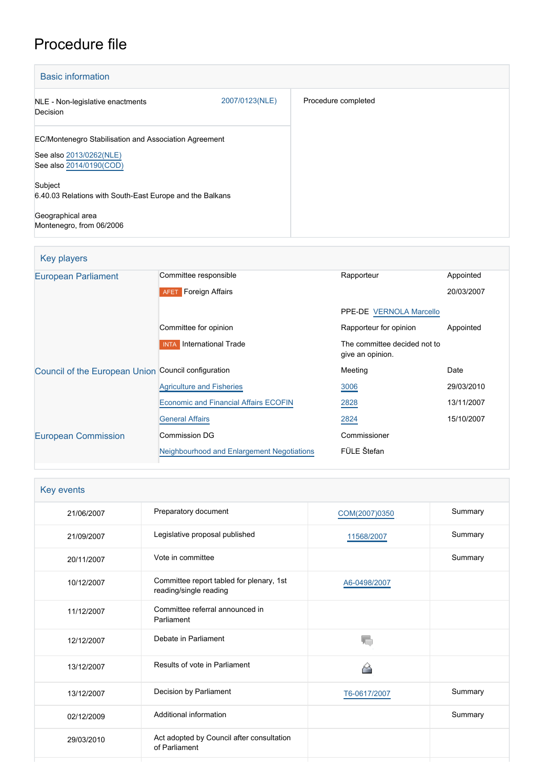# Procedure file

## Basic information

| | | |
|---|---|---|
| NLE - Non-legislative enactments<br>Decision | 2007/0123(NLE) | Procedure completed |
| EC/Montenegro Stabilisation and Association Agreement<br><br>See also 2013/0262(NLE)<br>See also 2014/0190(COD)<br><br>Subject<br>6.40.03 Relations with South-East Europe and the Balkans<br><br>Geographical area<br>Montenegro, from 06/2006 | | |

## Key players

| | | | |
|---|---|---|---|
| European Parliament | Committee responsible | Rapporteur | Appointed |
| | AFET Foreign Affairs | | 20/03/2007 |
| | | PPE-DE VERNOLA Marcello | |
| | Committee for opinion | Rapporteur for opinion | Appointed |
| | INTA International Trade | The committee decided not to give an opinion. | |
| Council of the European Union | Council configuration | Meeting | Date |
| | Agriculture and Fisheries | 3006 | 29/03/2010 |
| | Economic and Financial Affairs ECOFIN | 2828 | 13/11/2007 |
| | General Affairs | 2824 | 15/10/2007 |
| European Commission | Commission DG | Commissioner | |
| | Neighbourhood and Enlargement Negotiations | FÜLE Štefan | |

## Key events

| | | | |
|---|---|---|---|
| 21/06/2007 | Preparatory document | COM(2007)0350 | Summary |
| 21/09/2007 | Legislative proposal published | 11568/2007 | Summary |
| 20/11/2007 | Vote in committee | | Summary |
| 10/12/2007 | Committee report tabled for plenary, 1st reading/single reading | A6-0498/2007 | |
| 11/12/2007 | Committee referral announced in Parliament | | |
| 12/12/2007 | Debate in Parliament | | |
| 13/12/2007 | Results of vote in Parliament | | |
| 13/12/2007 | Decision by Parliament | T6-0617/2007 | Summary |
| 02/12/2009 | Additional information | | Summary |
| 29/03/2010 | Act adopted by Council after consultation of Parliament | | |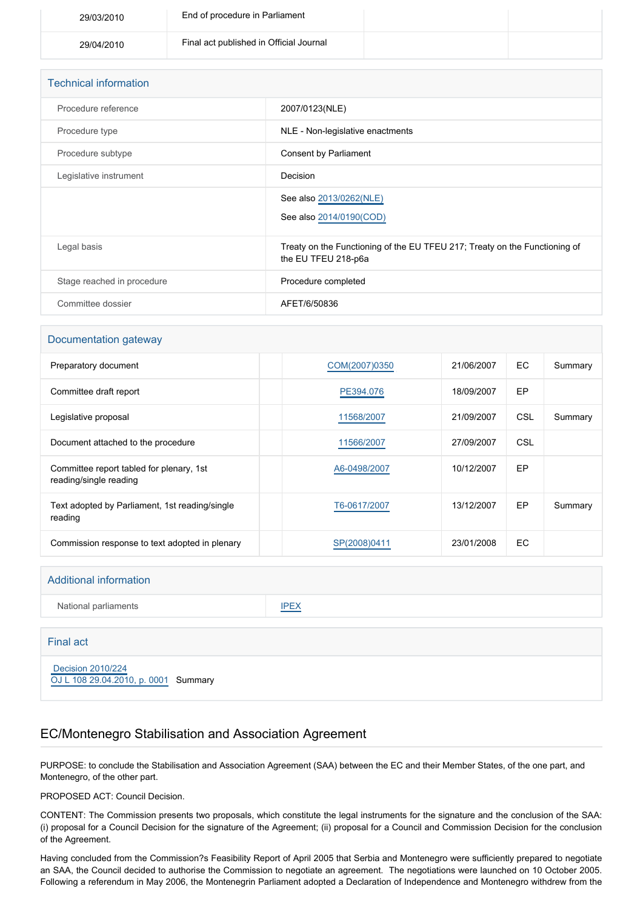| | | | |
|---|---|---|---|
| 29/03/2010 | End of procedure in Parliament | | |
| 29/04/2010 | Final act published in Official Journal | | |

## Technical information

| | |
|---|---|
| Procedure reference | 2007/0123(NLE) |
| Procedure type | NLE - Non-legislative enactments |
| Procedure subtype | Consent by Parliament |
| Legislative instrument | Decision |
| | See also 2013/0262(NLE)<br>See also 2014/0190(COD) |
| Legal basis | Treaty on the Functioning of the EU TFEU 217; Treaty on the Functioning of the EU TFEU 218-p6a |
| Stage reached in procedure | Procedure completed |
| Committee dossier | AFET/6/50836 |

## Documentation gateway

| | | | | | |
|---|---|---|---|---|---|
| Preparatory document | | COM(2007)0350 | 21/06/2007 | EC | Summary |
| Committee draft report | | PE394.076 | 18/09/2007 | EP | |
| Legislative proposal | | 11568/2007 | 21/09/2007 | CSL | Summary |
| Document attached to the procedure | | 11566/2007 | 27/09/2007 | CSL | |
| Committee report tabled for plenary, 1st reading/single reading | | A6-0498/2007 | 10/12/2007 | EP | |
| Text adopted by Parliament, 1st reading/single reading | | T6-0617/2007 | 13/12/2007 | EP | Summary |
| Commission response to text adopted in plenary | | SP(2008)0411 | 23/01/2008 | EC | |

## Additional information

| | |
|---|---|
| National parliaments | IPEX |

## Final act

Decision 2010/224
OJ L 108 29.04.2010, p. 0001 Summary

## EC/Montenegro Stabilisation and Association Agreement

PURPOSE: to conclude the Stabilisation and Association Agreement (SAA) between the EC and their Member States, of the one part, and Montenegro, of the other part.

PROPOSED ACT: Council Decision.

CONTENT: The Commission presents two proposals, which constitute the legal instruments for the signature and the conclusion of the SAA: (i) proposal for a Council Decision for the signature of the Agreement; (ii) proposal for a Council and Commission Decision for the conclusion of the Agreement.

Having concluded from the Commission?s Feasibility Report of April 2005 that Serbia and Montenegro were sufficiently prepared to negotiate an SAA, the Council decided to authorise the Commission to negotiate an agreement. The negotiations were launched on 10 October 2005. Following a referendum in May 2006, the Montenegrin Parliament adopted a Declaration of Independence and Montenegro withdrew from the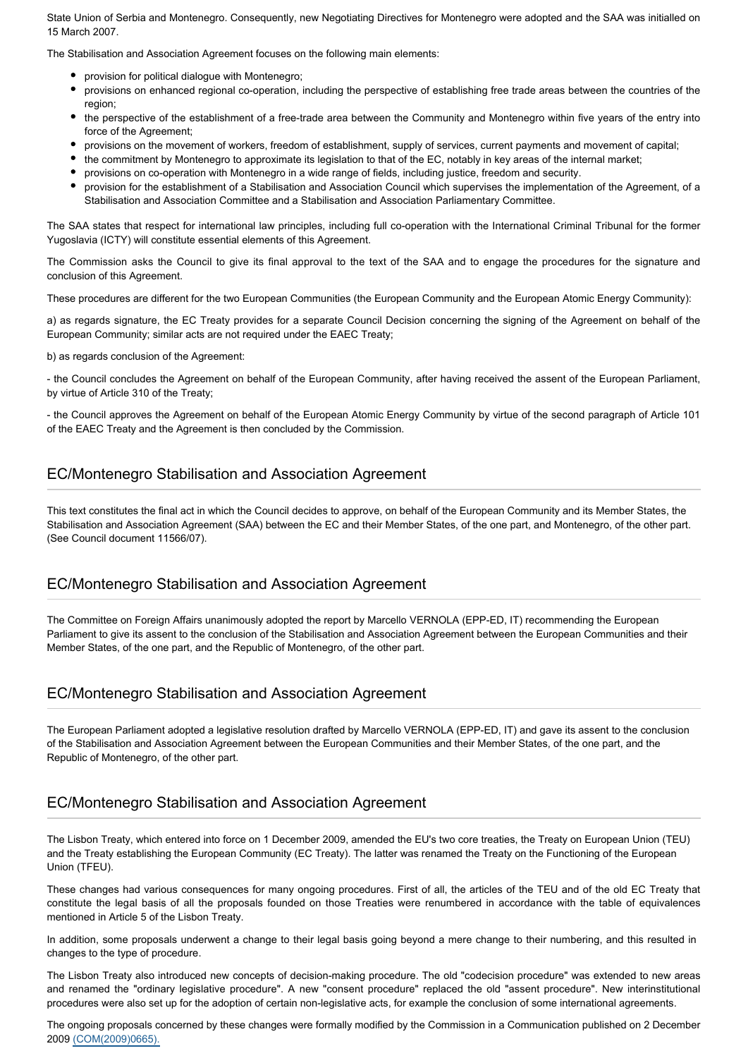State Union of Serbia and Montenegro. Consequently, new Negotiating Directives for Montenegro were adopted and the SAA was initialled on 15 March 2007.

The Stabilisation and Association Agreement focuses on the following main elements:

- provision for political dialogue with Montenegro;
- provisions on enhanced regional co-operation, including the perspective of establishing free trade areas between the countries of the region;
- the perspective of the establishment of a free-trade area between the Community and Montenegro within five years of the entry into force of the Agreement;
- provisions on the movement of workers, freedom of establishment, supply of services, current payments and movement of capital;
- the commitment by Montenegro to approximate its legislation to that of the EC, notably in key areas of the internal market;
- provisions on co-operation with Montenegro in a wide range of fields, including justice, freedom and security.
- provision for the establishment of a Stabilisation and Association Council which supervises the implementation of the Agreement, of a Stabilisation and Association Committee and a Stabilisation and Association Parliamentary Committee.

The SAA states that respect for international law principles, including full co-operation with the International Criminal Tribunal for the former Yugoslavia (ICTY) will constitute essential elements of this Agreement.

The Commission asks the Council to give its final approval to the text of the SAA and to engage the procedures for the signature and conclusion of this Agreement.

These procedures are different for the two European Communities (the European Community and the European Atomic Energy Community):

a) as regards signature, the EC Treaty provides for a separate Council Decision concerning the signing of the Agreement on behalf of the European Community; similar acts are not required under the EAEC Treaty;

b) as regards conclusion of the Agreement:

- the Council concludes the Agreement on behalf of the European Community, after having received the assent of the European Parliament, by virtue of Article 310 of the Treaty;

- the Council approves the Agreement on behalf of the European Atomic Energy Community by virtue of the second paragraph of Article 101 of the EAEC Treaty and the Agreement is then concluded by the Commission.

## EC/Montenegro Stabilisation and Association Agreement

This text constitutes the final act in which the Council decides to approve, on behalf of the European Community and its Member States, the Stabilisation and Association Agreement (SAA) between the EC and their Member States, of the one part, and Montenegro, of the other part. (See Council document 11566/07).

## EC/Montenegro Stabilisation and Association Agreement

The Committee on Foreign Affairs unanimously adopted the report by Marcello VERNOLA (EPP-ED, IT) recommending the European Parliament to give its assent to the conclusion of the Stabilisation and Association Agreement between the European Communities and their Member States, of the one part, and the Republic of Montenegro, of the other part.

## EC/Montenegro Stabilisation and Association Agreement

The European Parliament adopted a legislative resolution drafted by Marcello VERNOLA (EPP-ED, IT) and gave its assent to the conclusion of the Stabilisation and Association Agreement between the European Communities and their Member States, of the one part, and the Republic of Montenegro, of the other part.

## EC/Montenegro Stabilisation and Association Agreement

The Lisbon Treaty, which entered into force on 1 December 2009, amended the EU's two core treaties, the Treaty on European Union (TEU) and the Treaty establishing the European Community (EC Treaty). The latter was renamed the Treaty on the Functioning of the European Union (TFEU).

These changes had various consequences for many ongoing procedures. First of all, the articles of the TEU and of the old EC Treaty that constitute the legal basis of all the proposals founded on those Treaties were renumbered in accordance with the table of equivalences mentioned in Article 5 of the Lisbon Treaty.

In addition, some proposals underwent a change to their legal basis going beyond a mere change to their numbering, and this resulted in changes to the type of procedure.

The Lisbon Treaty also introduced new concepts of decision-making procedure. The old "codecision procedure" was extended to new areas and renamed the "ordinary legislative procedure". A new "consent procedure" replaced the old "assent procedure". New interinstitutional procedures were also set up for the adoption of certain non-legislative acts, for example the conclusion of some international agreements.

The ongoing proposals concerned by these changes were formally modified by the Commission in a Communication published on 2 December 2009 (COM(2009)0665).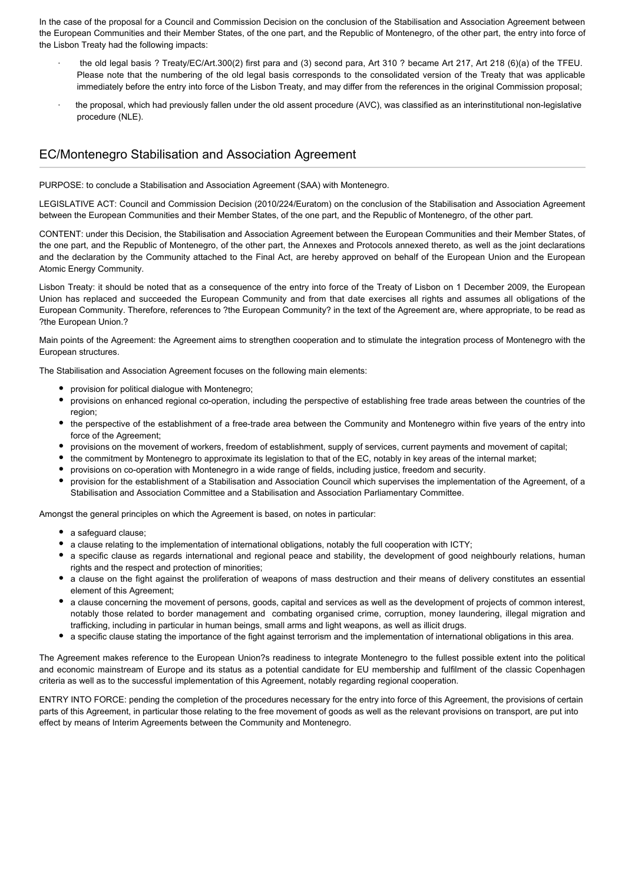In the case of the proposal for a Council and Commission Decision on the conclusion of the Stabilisation and Association Agreement between the European Communities and their Member States, of the one part, and the Republic of Montenegro, of the other part, the entry into force of the Lisbon Treaty had the following impacts:

- the old legal basis ? Treaty/EC/Art.300(2) first para and (3) second para, Art 310 ? became Art 217, Art 218 (6)(a) of the TFEU. Please note that the numbering of the old legal basis corresponds to the consolidated version of the Treaty that was applicable immediately before the entry into force of the Lisbon Treaty, and may differ from the references in the original Commission proposal;
- the proposal, which had previously fallen under the old assent procedure (AVC), was classified as an interinstitutional non-legislative procedure (NLE).

## EC/Montenegro Stabilisation and Association Agreement

PURPOSE: to conclude a Stabilisation and Association Agreement (SAA) with Montenegro.

LEGISLATIVE ACT: Council and Commission Decision (2010/224/Euratom) on the conclusion of the Stabilisation and Association Agreement between the European Communities and their Member States, of the one part, and the Republic of Montenegro, of the other part.

CONTENT: under this Decision, the Stabilisation and Association Agreement between the European Communities and their Member States, of the one part, and the Republic of Montenegro, of the other part, the Annexes and Protocols annexed thereto, as well as the joint declarations and the declaration by the Community attached to the Final Act, are hereby approved on behalf of the European Union and the European Atomic Energy Community.

Lisbon Treaty: it should be noted that as a consequence of the entry into force of the Treaty of Lisbon on 1 December 2009, the European Union has replaced and succeeded the European Community and from that date exercises all rights and assumes all obligations of the European Community. Therefore, references to ?the European Community? in the text of the Agreement are, where appropriate, to be read as ?the European Union.?

Main points of the Agreement: the Agreement aims to strengthen cooperation and to stimulate the integration process of Montenegro with the European structures.

The Stabilisation and Association Agreement focuses on the following main elements:

- provision for political dialogue with Montenegro;
- provisions on enhanced regional co-operation, including the perspective of establishing free trade areas between the countries of the region;
- the perspective of the establishment of a free-trade area between the Community and Montenegro within five years of the entry into force of the Agreement;
- provisions on the movement of workers, freedom of establishment, supply of services, current payments and movement of capital;
- the commitment by Montenegro to approximate its legislation to that of the EC, notably in key areas of the internal market;
- provisions on co-operation with Montenegro in a wide range of fields, including justice, freedom and security.
- provision for the establishment of a Stabilisation and Association Council which supervises the implementation of the Agreement, of a Stabilisation and Association Committee and a Stabilisation and Association Parliamentary Committee.

Amongst the general principles on which the Agreement is based, on notes in particular:

- a safeguard clause;
- a clause relating to the implementation of international obligations, notably the full cooperation with ICTY;
- a specific clause as regards international and regional peace and stability, the development of good neighbourly relations, human rights and the respect and protection of minorities;
- a clause on the fight against the proliferation of weapons of mass destruction and their means of delivery constitutes an essential element of this Agreement;
- a clause concerning the movement of persons, goods, capital and services as well as the development of projects of common interest, notably those related to border management and combating organised crime, corruption, money laundering, illegal migration and trafficking, including in particular in human beings, small arms and light weapons, as well as illicit drugs.
- a specific clause stating the importance of the fight against terrorism and the implementation of international obligations in this area.

The Agreement makes reference to the European Union?s readiness to integrate Montenegro to the fullest possible extent into the political and economic mainstream of Europe and its status as a potential candidate for EU membership and fulfilment of the classic Copenhagen criteria as well as to the successful implementation of this Agreement, notably regarding regional cooperation.

ENTRY INTO FORCE: pending the completion of the procedures necessary for the entry into force of this Agreement, the provisions of certain parts of this Agreement, in particular those relating to the free movement of goods as well as the relevant provisions on transport, are put into effect by means of Interim Agreements between the Community and Montenegro.